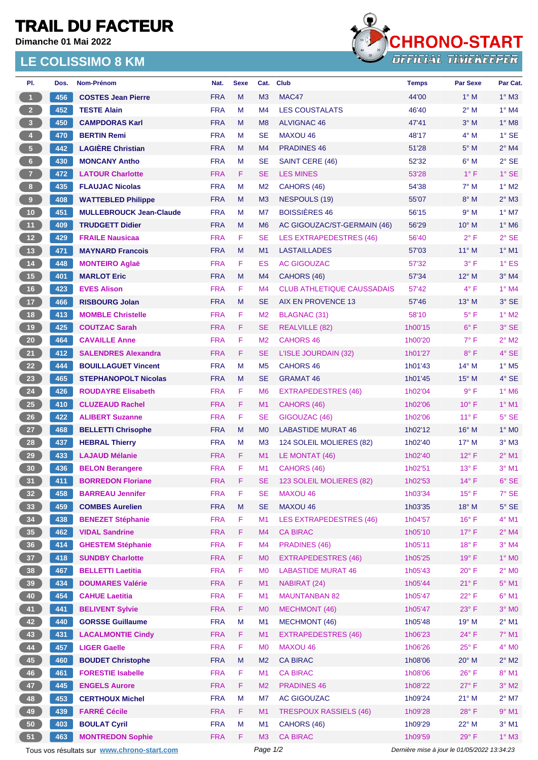# TRAIL DU FACTEUR

**Dimanche 01 Mai 2022**

## LE COLISSIMO 8 KM

CHRONO-START
OFFICIAL TIMEKEEPER

| Pl. | Dos. | Nom-Prénom | Nat. | Sexe | Cat. | Club | Temps | Par Sexe | Par Cat. |
|---|---|---|---|---|---|---|---|---|---|
| 1 | 456 | COSTES Jean Pierre | FRA | M | M3 | MAC47 | 44'00 | 1° M | 1° M3 |
| 2 | 452 | TESTE Alain | FRA | M | M4 | LES COUSTALATS | 46'40 | 2° M | 1° M4 |
| 3 | 450 | CAMPDORAS Karl | FRA | M | M8 | ALVIGNAC 46 | 47'41 | 3° M | 1° M8 |
| 4 | 470 | BERTIN Remi | FRA | M | SE | MAXOU 46 | 48'17 | 4° M | 1° SE |
| 5 | 442 | LAGIÈRE Christian | FRA | M | M4 | PRADINES 46 | 51'28 | 5° M | 2° M4 |
| 6 | 430 | MONCANY Antho | FRA | M | SE | SAINT CERE (46) | 52'32 | 6° M | 2° SE |
| 7 | 472 | LATOUR Charlotte | FRA | F | SE | LES MINES | 53'28 | 1° F | 1° SE |
| 8 | 435 | FLAUJAC Nicolas | FRA | M | M2 | CAHORS (46) | 54'38 | 7° M | 1° M2 |
| 9 | 408 | WATTEBLED Philippe | FRA | M | M3 | NESPOULS (19) | 55'07 | 8° M | 2° M3 |
| 10 | 451 | MULLEBROUCK Jean-Claude | FRA | M | M7 | BOISSIÈRES 46 | 56'15 | 9° M | 1° M7 |
| 11 | 409 | TRUDGETT Didier | FRA | M | M6 | AC GIGOUZAC/ST-GERMAIN (46) | 56'29 | 10° M | 1° M6 |
| 12 | 429 | FRAILE Nausicaa | FRA | F | SE | LES EXTRAPEDESTRES (46) | 56'40 | 2° F | 2° SE |
| 13 | 471 | MAYNARD Francois | FRA | M | M1 | LASTAILLADES | 57'03 | 11° M | 1° M1 |
| 14 | 448 | MONTEIRO Aglaë | FRA | F | ES | AC GIGOUZAC | 57'32 | 3° F | 1° ES |
| 15 | 401 | MARLOT Eric | FRA | M | M4 | CAHORS (46) | 57'34 | 12° M | 3° M4 |
| 16 | 423 | EVES Alison | FRA | F | M4 | CLUB ATHLETIQUE CAUSSADAIS | 57'42 | 4° F | 1° M4 |
| 17 | 466 | RISBOURG Jolan | FRA | M | SE | AIX EN PROVENCE 13 | 57'46 | 13° M | 3° SE |
| 18 | 413 | MOMBLE Christelle | FRA | F | M2 | BLAGNAC (31) | 58'10 | 5° F | 1° M2 |
| 19 | 425 | COUTZAC Sarah | FRA | F | SE | REALVILLE (82) | 1h00'15 | 6° F | 3° SE |
| 20 | 464 | CAVAILLE Anne | FRA | F | M2 | CAHORS 46 | 1h00'20 | 7° F | 2° M2 |
| 21 | 412 | SALENDRES Alexandra | FRA | F | SE | L'ISLE JOURDAIN (32) | 1h01'27 | 8° F | 4° SE |
| 22 | 444 | BOUILLAGUET Vincent | FRA | M | M5 | CAHORS 46 | 1h01'43 | 14° M | 1° M5 |
| 23 | 465 | STEPHANOPOLT Nicolas | FRA | M | SE | GRAMAT 46 | 1h01'45 | 15° M | 4° SE |
| 24 | 426 | ROUDAYRE Elisabeth | FRA | F | M6 | EXTRAPEDESTRES (46) | 1h02'04 | 9° F | 1° M6 |
| 25 | 410 | CLUZEAUD Rachel | FRA | F | M1 | CAHORS (46) | 1h02'06 | 10° F | 1° M1 |
| 26 | 422 | ALIBERT Suzanne | FRA | F | SE | GIGOUZAC (46) | 1h02'06 | 11° F | 5° SE |
| 27 | 468 | BELLETTI Chrisophe | FRA | M | M0 | LABASTIDE MURAT 46 | 1h02'12 | 16° M | 1° M0 |
| 28 | 437 | HEBRAL Thierry | FRA | M | M3 | 124 SOLEIL MOLIERES (82) | 1h02'40 | 17° M | 3° M3 |
| 29 | 433 | LAJAUD Mélanie | FRA | F | M1 | LE MONTAT (46) | 1h02'40 | 12° F | 2° M1 |
| 30 | 436 | BELON Berangere | FRA | F | M1 | CAHORS (46) | 1h02'51 | 13° F | 3° M1 |
| 31 | 411 | BORREDON Floriane | FRA | F | SE | 123 SOLEIL MOLIERES (82) | 1h02'53 | 14° F | 6° SE |
| 32 | 458 | BARREAU Jennifer | FRA | F | SE | MAXOU 46 | 1h03'34 | 15° F | 7° SE |
| 33 | 459 | COMBES Aurelien | FRA | M | SE | MAXOU 46 | 1h03'35 | 18° M | 5° SE |
| 34 | 438 | BENEZET Stéphanie | FRA | F | M1 | LES EXTRAPEDESTRES (46) | 1h04'57 | 16° F | 4° M1 |
| 35 | 462 | VIDAL Sandrine | FRA | F | M4 | CA BIRAC | 1h05'10 | 17° F | 2° M4 |
| 36 | 414 | GHESTEM Stéphanie | FRA | F | M4 | PRADINES (46) | 1h05'11 | 18° F | 3° M4 |
| 37 | 418 | SUNDBY Charlotte | FRA | F | M0 | EXTRAPEDESTRES (46) | 1h05'25 | 19° F | 1° M0 |
| 38 | 467 | BELLETTI Laetitia | FRA | F | M0 | LABASTIDE MURAT 46 | 1h05'43 | 20° F | 2° M0 |
| 39 | 434 | DOUMARES Valérie | FRA | F | M1 | NABIRAT (24) | 1h05'44 | 21° F | 5° M1 |
| 40 | 454 | CAHUE Laetitia | FRA | F | M1 | MAUNTANBAN 82 | 1h05'47 | 22° F | 6° M1 |
| 41 | 441 | BELIVENT Sylvie | FRA | F | M0 | MECHMONT (46) | 1h05'47 | 23° F | 3° M0 |
| 42 | 440 | GORSSE Guillaume | FRA | M | M1 | MECHMONT (46) | 1h05'48 | 19° M | 2° M1 |
| 43 | 431 | LACALMONTIE Cindy | FRA | F | M1 | EXTRAPEDESTRES (46) | 1h06'23 | 24° F | 7° M1 |
| 44 | 457 | LIGER Gaelle | FRA | F | M0 | MAXOU 46 | 1h06'26 | 25° F | 4° M0 |
| 45 | 460 | BOUDET Christophe | FRA | M | M2 | CA BIRAC | 1h08'06 | 20° M | 2° M2 |
| 46 | 461 | FORESTIE Isabelle | FRA | F | M1 | CA BIRAC | 1h08'06 | 26° F | 8° M1 |
| 47 | 445 | ENGELS Aurore | FRA | F | M2 | PRADINES 46 | 1h08'22 | 27° F | 3° M2 |
| 48 | 453 | CERTHOUX Michel | FRA | M | M7 | AC GIGOUZAC | 1h09'24 | 21° M | 2° M7 |
| 49 | 439 | FARRÉ Cécile | FRA | F | M1 | TRESPOUX RASSIELS (46) | 1h09'28 | 28° F | 9° M1 |
| 50 | 403 | BOULAT Cyril | FRA | M | M1 | CAHORS (46) | 1h09'29 | 22° M | 3° M1 |
| 51 | 463 | MONTREDON Sophie | FRA | F | M3 | CA BIRAC | 1h09'59 | 29° F | 1° M3 |

Tous vos résultats sur www.chrono-start.com

*Dernière mise à jour le 01/05/2022 13:34:23*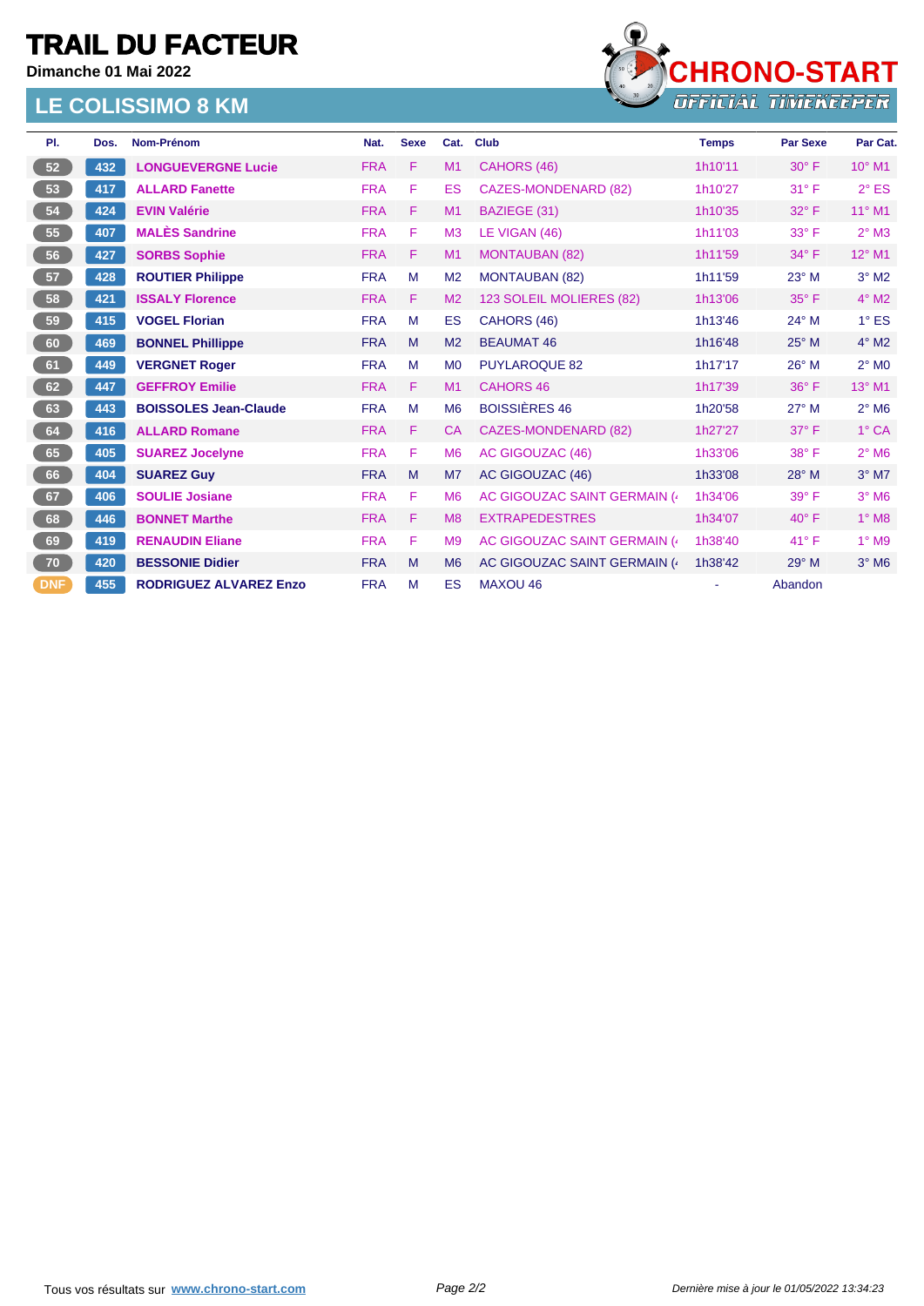# TRAIL DU FACTEUR

**Dimanche 01 Mai 2022**

## LE COLISSIMO 8 KM

CHRONO-START
OFFICIAL TIMEKEEPER

| Pl. | Dos. | Nom-Prénom | Nat. | Sexe | Cat. | Club | Temps | Par Sexe | Par Cat. |
|---|---|---|---|---|---|---|---|---|---|
| 52 | 432 | **LONGUEVERGNE Lucie** | FRA | F | M1 | CAHORS (46) | 1h10'11 | 30° F | 10° M1 |
| 53 | 417 | **ALLARD Fanette** | FRA | F | ES | CAZES-MONDENARD (82) | 1h10'27 | 31° F | 2° ES |
| 54 | 424 | **EVIN Valérie** | FRA | F | M1 | BAZIEGE (31) | 1h10'35 | 32° F | 11° M1 |
| 55 | 407 | **MALÈS Sandrine** | FRA | F | M3 | LE VIGAN (46) | 1h11'03 | 33° F | 2° M3 |
| 56 | 427 | **SORBS Sophie** | FRA | F | M1 | MONTAUBAN (82) | 1h11'59 | 34° F | 12° M1 |
| 57 | 428 | **ROUTIER Philippe** | FRA | M | M2 | MONTAUBAN (82) | 1h11'59 | 23° M | 3° M2 |
| 58 | 421 | **ISSALY Florence** | FRA | F | M2 | 123 SOLEIL MOLIERES (82) | 1h13'06 | 35° F | 4° M2 |
| 59 | 415 | **VOGEL Florian** | FRA | M | ES | CAHORS (46) | 1h13'46 | 24° M | 1° ES |
| 60 | 469 | **BONNEL Phillippe** | FRA | M | M2 | BEAUMAT 46 | 1h16'48 | 25° M | 4° M2 |
| 61 | 449 | **VERGNET Roger** | FRA | M | M0 | PUYLAROQUE 82 | 1h17'17 | 26° M | 2° M0 |
| 62 | 447 | **GEFFROY Emilie** | FRA | F | M1 | CAHORS 46 | 1h17'39 | 36° F | 13° M1 |
| 63 | 443 | **BOISSOLES Jean-Claude** | FRA | M | M6 | BOISSIÈRES 46 | 1h20'58 | 27° M | 2° M6 |
| 64 | 416 | **ALLARD Romane** | FRA | F | CA | CAZES-MONDENARD (82) | 1h27'27 | 37° F | 1° CA |
| 65 | 405 | **SUAREZ Jocelyne** | FRA | F | M6 | AC GIGOUZAC (46) | 1h33'06 | 38° F | 2° M6 |
| 66 | 404 | **SUAREZ Guy** | FRA | M | M7 | AC GIGOUZAC (46) | 1h33'08 | 28° M | 3° M7 |
| 67 | 406 | **SOULIE Josiane** | FRA | F | M6 | AC GIGOUZAC SAINT GERMAIN (4 | 1h34'06 | 39° F | 3° M6 |
| 68 | 446 | **BONNET Marthe** | FRA | F | M8 | EXTRAPEDESTRES | 1h34'07 | 40° F | 1° M8 |
| 69 | 419 | **RENAUDIN Eliane** | FRA | F | M9 | AC GIGOUZAC SAINT GERMAIN (4 | 1h38'40 | 41° F | 1° M9 |
| 70 | 420 | **BESSONIE Didier** | FRA | M | M6 | AC GIGOUZAC SAINT GERMAIN (4 | 1h38'42 | 29° M | 3° M6 |
| DNF | 455 | **RODRIGUEZ ALVAREZ Enzo** | FRA | M | ES | MAXOU 46 | - | Abandon | |

Tous vos résultats sur www.chrono-start.com

*Dernière mise à jour le 01/05/2022 13:34:23*